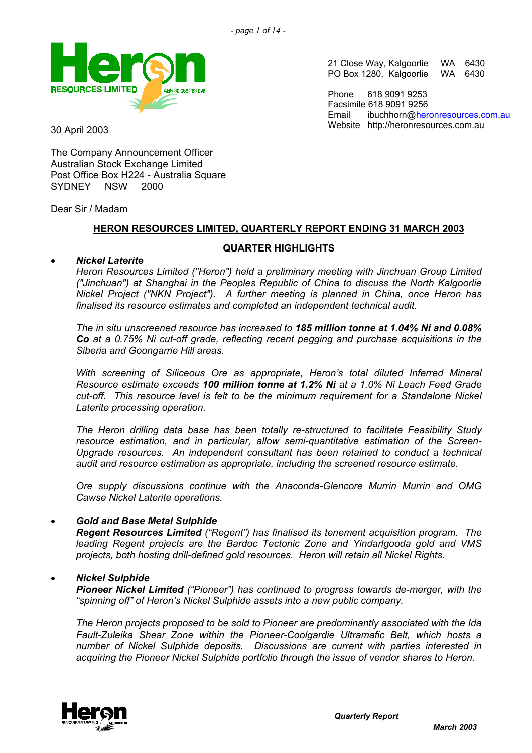21 Close Way, Kalgoorlie WA 6430
PO Box 1280, Kalgoorlie WA 6430

Phone 618 9091 9253
Facsimile 618 9091 9256
Email ibuchhorn@heronresources.com.au
Website http://heronresources.com.au

30 April 2003

The Company Announcement Officer
Australian Stock Exchange Limited
Post Office Box H224 - Australia Square
SYDNEY NSW 2000

Dear Sir / Madam

## HERON RESOURCES LIMITED, QUARTERLY REPORT ENDING 31 MARCH 2003

### QUARTER HIGHLIGHTS

- ***Nickel Laterite***

  *Heron Resources Limited ("Heron") held a preliminary meeting with Jinchuan Group Limited ("Jinchuan") at Shanghai in the Peoples Republic of China to discuss the North Kalgoorlie Nickel Project ("NKN Project"). A further meeting is planned in China, once Heron has finalised its resource estimates and completed an independent technical audit.*

  *The in situ unscreened resource has increased to* ***185 million tonne at 1.04% Ni and 0.08% Co*** *at a 0.75% Ni cut-off grade, reflecting recent pegging and purchase acquisitions in the Siberia and Goongarrie Hill areas.*

  *With screening of Siliceous Ore as appropriate, Heron's total diluted Inferred Mineral Resource estimate exceeds* ***100 million tonne at 1.2% Ni*** *at a 1.0% Ni Leach Feed Grade cut-off. This resource level is felt to be the minimum requirement for a Standalone Nickel Laterite processing operation.*

  *The Heron drilling data base has been totally re-structured to facilitate Feasibility Study resource estimation, and in particular, allow semi-quantitative estimation of the Screen-Upgrade resources. An independent consultant has been retained to conduct a technical audit and resource estimation as appropriate, including the screened resource estimate.*

  *Ore supply discussions continue with the Anaconda-Glencore Murrin Murrin and OMG Cawse Nickel Laterite operations.*

- ***Gold and Base Metal Sulphide***

  ***Regent Resources Limited*** *("Regent") has finalised its tenement acquisition program. The leading Regent projects are the Bardoc Tectonic Zone and Yindarlgooda gold and VMS projects, both hosting drill-defined gold resources. Heron will retain all Nickel Rights.*

- ***Nickel Sulphide***

  ***Pioneer Nickel Limited*** *("Pioneer") has continued to progress towards de-merger, with the "spinning off" of Heron's Nickel Sulphide assets into a new public company.*

  *The Heron projects proposed to be sold to Pioneer are predominantly associated with the Ida Fault-Zuleika Shear Zone within the Pioneer-Coolgardie Ultramafic Belt, which hosts a number of Nickel Sulphide deposits. Discussions are current with parties interested in acquiring the Pioneer Nickel Sulphide portfolio through the issue of vendor shares to Heron.*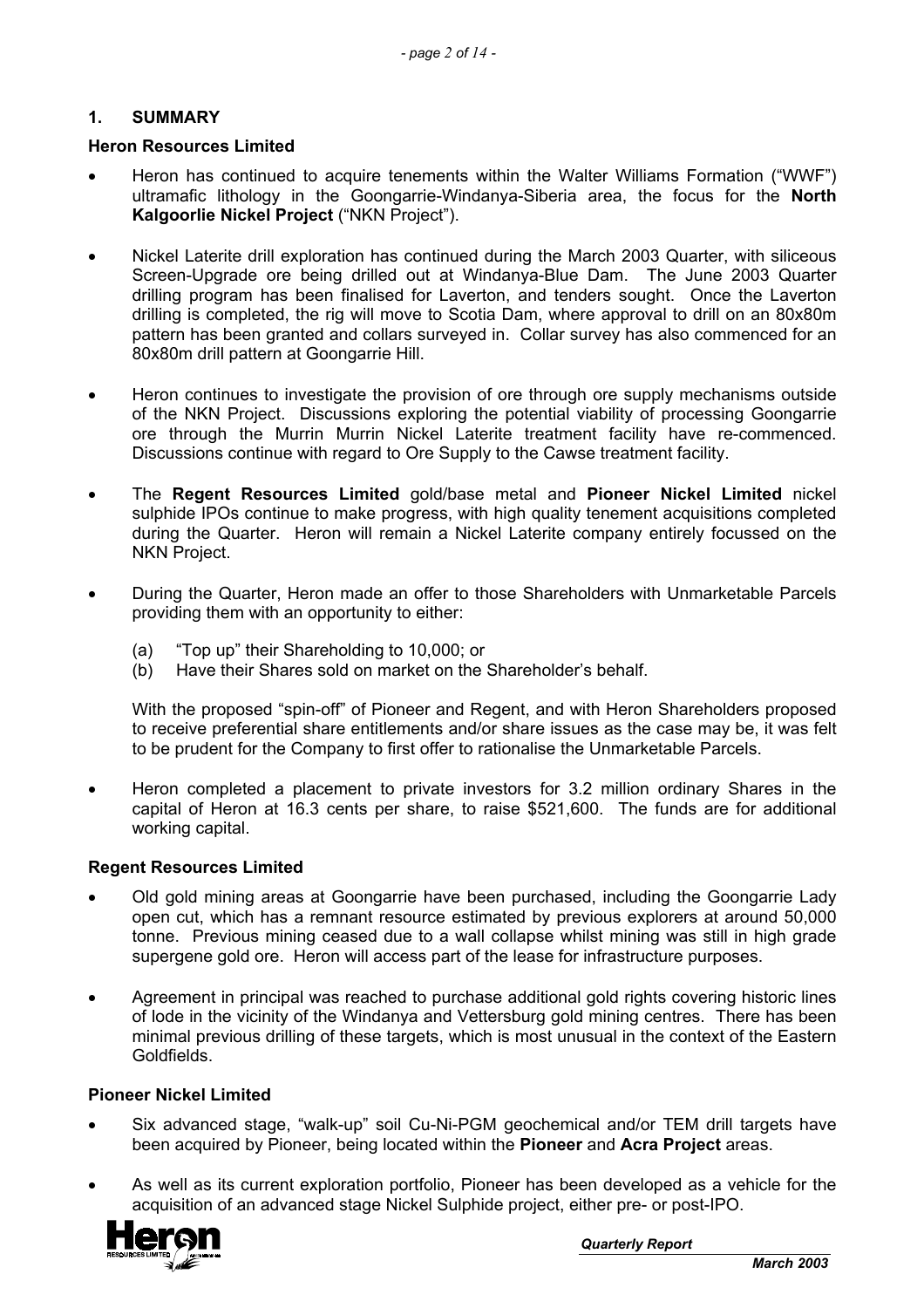## 1. SUMMARY

### Heron Resources Limited

- Heron has continued to acquire tenements within the Walter Williams Formation ("WWF") ultramafic lithology in the Goongarrie-Windanya-Siberia area, the focus for the **North Kalgoorlie Nickel Project** ("NKN Project").
- Nickel Laterite drill exploration has continued during the March 2003 Quarter, with siliceous Screen-Upgrade ore being drilled out at Windanya-Blue Dam. The June 2003 Quarter drilling program has been finalised for Laverton, and tenders sought. Once the Laverton drilling is completed, the rig will move to Scotia Dam, where approval to drill on an 80x80m pattern has been granted and collars surveyed in. Collar survey has also commenced for an 80x80m drill pattern at Goongarrie Hill.
- Heron continues to investigate the provision of ore through ore supply mechanisms outside of the NKN Project. Discussions exploring the potential viability of processing Goongarrie ore through the Murrin Murrin Nickel Laterite treatment facility have re-commenced. Discussions continue with regard to Ore Supply to the Cawse treatment facility.
- The **Regent Resources Limited** gold/base metal and **Pioneer Nickel Limited** nickel sulphide IPOs continue to make progress, with high quality tenement acquisitions completed during the Quarter. Heron will remain a Nickel Laterite company entirely focussed on the NKN Project.
- During the Quarter, Heron made an offer to those Shareholders with Unmarketable Parcels providing them with an opportunity to either:

  (a) "Top up" their Shareholding to 10,000; or
  (b) Have their Shares sold on market on the Shareholder's behalf.

  With the proposed "spin-off" of Pioneer and Regent, and with Heron Shareholders proposed to receive preferential share entitlements and/or share issues as the case may be, it was felt to be prudent for the Company to first offer to rationalise the Unmarketable Parcels.
- Heron completed a placement to private investors for 3.2 million ordinary Shares in the capital of Heron at 16.3 cents per share, to raise $521,600. The funds are for additional working capital.

### Regent Resources Limited

- Old gold mining areas at Goongarrie have been purchased, including the Goongarrie Lady open cut, which has a remnant resource estimated by previous explorers at around 50,000 tonne. Previous mining ceased due to a wall collapse whilst mining was still in high grade supergene gold ore. Heron will access part of the lease for infrastructure purposes.
- Agreement in principal was reached to purchase additional gold rights covering historic lines of lode in the vicinity of the Windanya and Vettersburg gold mining centres. There has been minimal previous drilling of these targets, which is most unusual in the context of the Eastern Goldfields.

### Pioneer Nickel Limited

- Six advanced stage, "walk-up" soil Cu-Ni-PGM geochemical and/or TEM drill targets have been acquired by Pioneer, being located within the **Pioneer** and **Acra Project** areas.
- As well as its current exploration portfolio, Pioneer has been developed as a vehicle for the acquisition of an advanced stage Nickel Sulphide project, either pre- or post-IPO.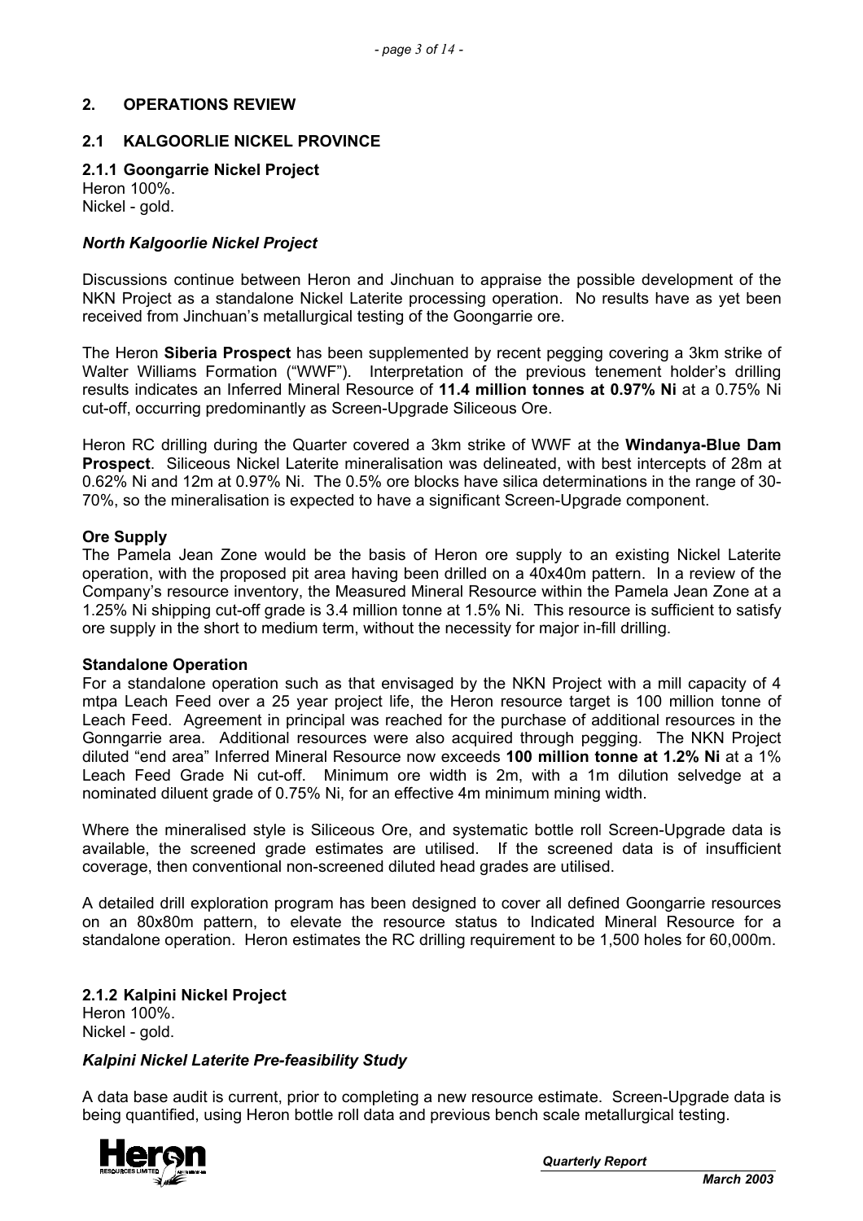## 2. OPERATIONS REVIEW

### 2.1 KALGOORLIE NICKEL PROVINCE

#### 2.1.1 Goongarrie Nickel Project

Heron 100%.
Nickel - gold.

***North Kalgoorlie Nickel Project***

Discussions continue between Heron and Jinchuan to appraise the possible development of the NKN Project as a standalone Nickel Laterite processing operation. No results have as yet been received from Jinchuan's metallurgical testing of the Goongarrie ore.

The Heron **Siberia Prospect** has been supplemented by recent pegging covering a 3km strike of Walter Williams Formation ("WWF"). Interpretation of the previous tenement holder's drilling results indicates an Inferred Mineral Resource of **11.4 million tonnes at 0.97% Ni** at a 0.75% Ni cut-off, occurring predominantly as Screen-Upgrade Siliceous Ore.

Heron RC drilling during the Quarter covered a 3km strike of WWF at the **Windanya-Blue Dam Prospect**. Siliceous Nickel Laterite mineralisation was delineated, with best intercepts of 28m at 0.62% Ni and 12m at 0.97% Ni. The 0.5% ore blocks have silica determinations in the range of 30-70%, so the mineralisation is expected to have a significant Screen-Upgrade component.

**Ore Supply**

The Pamela Jean Zone would be the basis of Heron ore supply to an existing Nickel Laterite operation, with the proposed pit area having been drilled on a 40x40m pattern. In a review of the Company's resource inventory, the Measured Mineral Resource within the Pamela Jean Zone at a 1.25% Ni shipping cut-off grade is 3.4 million tonne at 1.5% Ni. This resource is sufficient to satisfy ore supply in the short to medium term, without the necessity for major in-fill drilling.

**Standalone Operation**

For a standalone operation such as that envisaged by the NKN Project with a mill capacity of 4 mtpa Leach Feed over a 25 year project life, the Heron resource target is 100 million tonne of Leach Feed. Agreement in principal was reached for the purchase of additional resources in the Gonngarrie area. Additional resources were also acquired through pegging. The NKN Project diluted "end area" Inferred Mineral Resource now exceeds **100 million tonne at 1.2% Ni** at a 1% Leach Feed Grade Ni cut-off. Minimum ore width is 2m, with a 1m dilution selvedge at a nominated diluent grade of 0.75% Ni, for an effective 4m minimum mining width.

Where the mineralised style is Siliceous Ore, and systematic bottle roll Screen-Upgrade data is available, the screened grade estimates are utilised. If the screened data is of insufficient coverage, then conventional non-screened diluted head grades are utilised.

A detailed drill exploration program has been designed to cover all defined Goongarrie resources on an 80x80m pattern, to elevate the resource status to Indicated Mineral Resource for a standalone operation. Heron estimates the RC drilling requirement to be 1,500 holes for 60,000m.

#### 2.1.2 Kalpini Nickel Project

Heron 100%.
Nickel - gold.

***Kalpini Nickel Laterite Pre-feasibility Study***

A data base audit is current, prior to completing a new resource estimate. Screen-Upgrade data is being quantified, using Heron bottle roll data and previous bench scale metallurgical testing.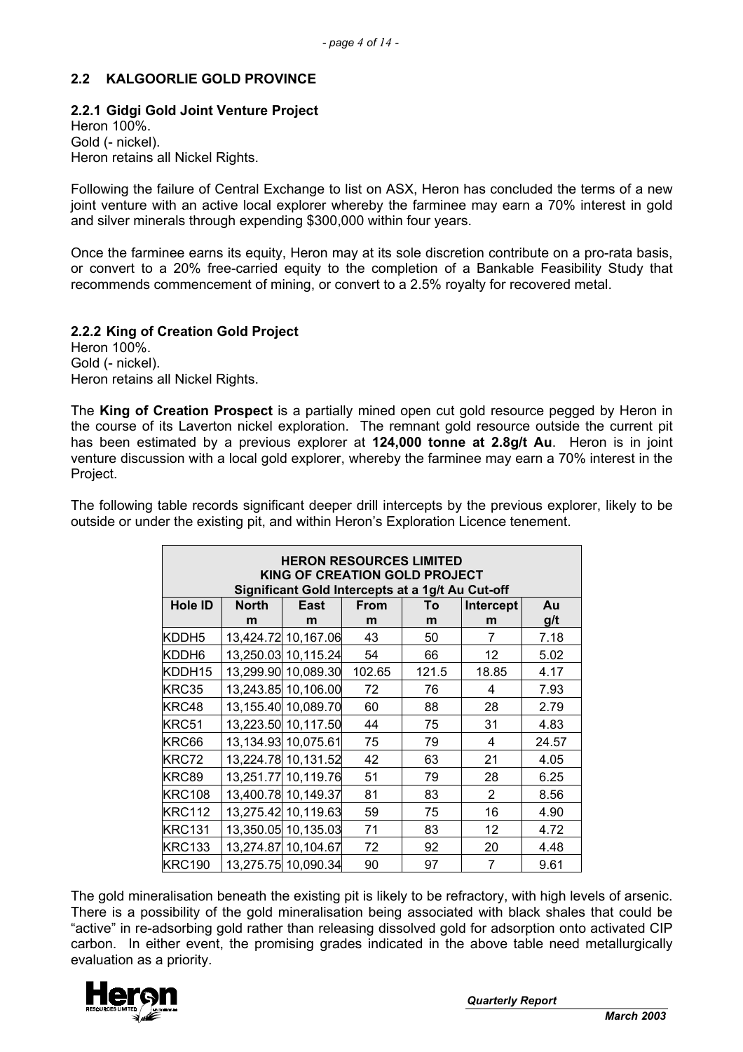## 2.2 KALGOORLIE GOLD PROVINCE

### 2.2.1 Gidgi Gold Joint Venture Project

Heron 100%.
Gold (- nickel).
Heron retains all Nickel Rights.

Following the failure of Central Exchange to list on ASX, Heron has concluded the terms of a new joint venture with an active local explorer whereby the farminee may earn a 70% interest in gold and silver minerals through expending $300,000 within four years.

Once the farminee earns its equity, Heron may at its sole discretion contribute on a pro-rata basis, or convert to a 20% free-carried equity to the completion of a Bankable Feasibility Study that recommends commencement of mining, or convert to a 2.5% royalty for recovered metal.

### 2.2.2 King of Creation Gold Project

Heron 100%.
Gold (- nickel).
Heron retains all Nickel Rights.

The **King of Creation Prospect** is a partially mined open cut gold resource pegged by Heron in the course of its Laverton nickel exploration. The remnant gold resource outside the current pit has been estimated by a previous explorer at **124,000 tonne at 2.8g/t Au**. Heron is in joint venture discussion with a local gold explorer, whereby the farminee may earn a 70% interest in the Project.

The following table records significant deeper drill intercepts by the previous explorer, likely to be outside or under the existing pit, and within Heron's Exploration Licence tenement.

**HERON RESOURCES LIMITED**
**KING OF CREATION GOLD PROJECT**
**Significant Gold Intercepts at a 1g/t Au Cut-off**

| Hole ID | North m | East m | From m | To m | Intercept m | Au g/t |
|---|---|---|---|---|---|---|
| KDDH5 | 13,424.72 | 10,167.06 | 43 | 50 | 7 | 7.18 |
| KDDH6 | 13,250.03 | 10,115.24 | 54 | 66 | 12 | 5.02 |
| KDDH15 | 13,299.90 | 10,089.30 | 102.65 | 121.5 | 18.85 | 4.17 |
| KRC35 | 13,243.85 | 10,106.00 | 72 | 76 | 4 | 7.93 |
| KRC48 | 13,155.40 | 10,089.70 | 60 | 88 | 28 | 2.79 |
| KRC51 | 13,223.50 | 10,117.50 | 44 | 75 | 31 | 4.83 |
| KRC66 | 13,134.93 | 10,075.61 | 75 | 79 | 4 | 24.57 |
| KRC72 | 13,224.78 | 10,131.52 | 42 | 63 | 21 | 4.05 |
| KRC89 | 13,251.77 | 10,119.76 | 51 | 79 | 28 | 6.25 |
| KRC108 | 13,400.78 | 10,149.37 | 81 | 83 | 2 | 8.56 |
| KRC112 | 13,275.42 | 10,119.63 | 59 | 75 | 16 | 4.90 |
| KRC131 | 13,350.05 | 10,135.03 | 71 | 83 | 12 | 4.72 |
| KRC133 | 13,274.87 | 10,104.67 | 72 | 92 | 20 | 4.48 |
| KRC190 | 13,275.75 | 10,090.34 | 90 | 97 | 7 | 9.61 |

The gold mineralisation beneath the existing pit is likely to be refractory, with high levels of arsenic. There is a possibility of the gold mineralisation being associated with black shales that could be "active" in re-adsorbing gold rather than releasing dissolved gold for adsorption onto activated CIP carbon. In either event, the promising grades indicated in the above table need metallurgically evaluation as a priority.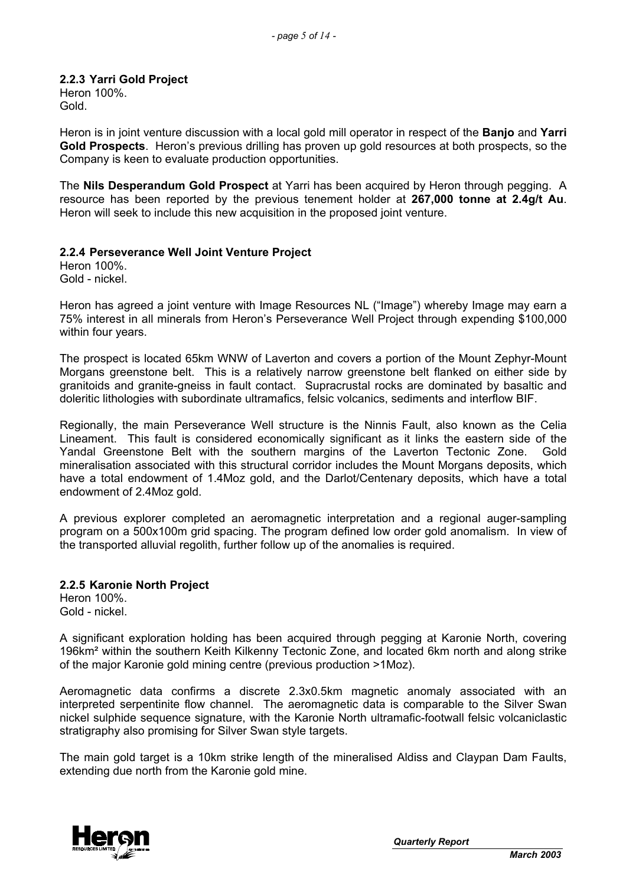### 2.2.3 Yarri Gold Project

Heron 100%.
Gold.

Heron is in joint venture discussion with a local gold mill operator in respect of the **Banjo** and **Yarri Gold Prospects**. Heron's previous drilling has proven up gold resources at both prospects, so the Company is keen to evaluate production opportunities.

The **Nils Desperandum Gold Prospect** at Yarri has been acquired by Heron through pegging. A resource has been reported by the previous tenement holder at **267,000 tonne at 2.4g/t Au**. Heron will seek to include this new acquisition in the proposed joint venture.

### 2.2.4 Perseverance Well Joint Venture Project

Heron 100%.
Gold - nickel.

Heron has agreed a joint venture with Image Resources NL ("Image") whereby Image may earn a 75% interest in all minerals from Heron's Perseverance Well Project through expending $100,000 within four years.

The prospect is located 65km WNW of Laverton and covers a portion of the Mount Zephyr-Mount Morgans greenstone belt. This is a relatively narrow greenstone belt flanked on either side by granitoids and granite-gneiss in fault contact. Supracrustal rocks are dominated by basaltic and doleritic lithologies with subordinate ultramafics, felsic volcanics, sediments and interflow BIF.

Regionally, the main Perseverance Well structure is the Ninnis Fault, also known as the Celia Lineament. This fault is considered economically significant as it links the eastern side of the Yandal Greenstone Belt with the southern margins of the Laverton Tectonic Zone. Gold mineralisation associated with this structural corridor includes the Mount Morgans deposits, which have a total endowment of 1.4Moz gold, and the Darlot/Centenary deposits, which have a total endowment of 2.4Moz gold.

A previous explorer completed an aeromagnetic interpretation and a regional auger-sampling program on a 500x100m grid spacing. The program defined low order gold anomalism. In view of the transported alluvial regolith, further follow up of the anomalies is required.

### 2.2.5 Karonie North Project

Heron 100%.
Gold - nickel.

A significant exploration holding has been acquired through pegging at Karonie North, covering 196km² within the southern Keith Kilkenny Tectonic Zone, and located 6km north and along strike of the major Karonie gold mining centre (previous production >1Moz).

Aeromagnetic data confirms a discrete 2.3x0.5km magnetic anomaly associated with an interpreted serpentinite flow channel. The aeromagnetic data is comparable to the Silver Swan nickel sulphide sequence signature, with the Karonie North ultramafic-footwall felsic volcaniclastic stratigraphy also promising for Silver Swan style targets.

The main gold target is a 10km strike length of the mineralised Aldiss and Claypan Dam Faults, extending due north from the Karonie gold mine.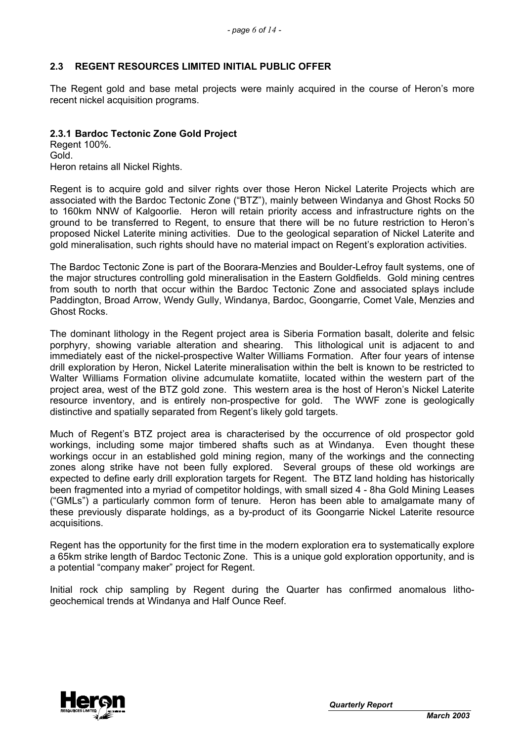## 2.3 REGENT RESOURCES LIMITED INITIAL PUBLIC OFFER

The Regent gold and base metal projects were mainly acquired in the course of Heron's more recent nickel acquisition programs.

### 2.3.1 Bardoc Tectonic Zone Gold Project

Regent 100%.
Gold.
Heron retains all Nickel Rights.

Regent is to acquire gold and silver rights over those Heron Nickel Laterite Projects which are associated with the Bardoc Tectonic Zone ("BTZ"), mainly between Windanya and Ghost Rocks 50 to 160km NNW of Kalgoorlie. Heron will retain priority access and infrastructure rights on the ground to be transferred to Regent, to ensure that there will be no future restriction to Heron's proposed Nickel Laterite mining activities. Due to the geological separation of Nickel Laterite and gold mineralisation, such rights should have no material impact on Regent's exploration activities.

The Bardoc Tectonic Zone is part of the Boorara-Menzies and Boulder-Lefroy fault systems, one of the major structures controlling gold mineralisation in the Eastern Goldfields. Gold mining centres from south to north that occur within the Bardoc Tectonic Zone and associated splays include Paddington, Broad Arrow, Wendy Gully, Windanya, Bardoc, Goongarrie, Comet Vale, Menzies and Ghost Rocks.

The dominant lithology in the Regent project area is Siberia Formation basalt, dolerite and felsic porphyry, showing variable alteration and shearing. This lithological unit is adjacent to and immediately east of the nickel-prospective Walter Williams Formation. After four years of intense drill exploration by Heron, Nickel Laterite mineralisation within the belt is known to be restricted to Walter Williams Formation olivine adcumulate komatiite, located within the western part of the project area, west of the BTZ gold zone. This western area is the host of Heron's Nickel Laterite resource inventory, and is entirely non-prospective for gold. The WWF zone is geologically distinctive and spatially separated from Regent's likely gold targets.

Much of Regent's BTZ project area is characterised by the occurrence of old prospector gold workings, including some major timbered shafts such as at Windanya. Even thought these workings occur in an established gold mining region, many of the workings and the connecting zones along strike have not been fully explored. Several groups of these old workings are expected to define early drill exploration targets for Regent. The BTZ land holding has historically been fragmented into a myriad of competitor holdings, with small sized 4 - 8ha Gold Mining Leases ("GMLs") a particularly common form of tenure. Heron has been able to amalgamate many of these previously disparate holdings, as a by-product of its Goongarrie Nickel Laterite resource acquisitions.

Regent has the opportunity for the first time in the modern exploration era to systematically explore a 65km strike length of Bardoc Tectonic Zone. This is a unique gold exploration opportunity, and is a potential "company maker" project for Regent.

Initial rock chip sampling by Regent during the Quarter has confirmed anomalous litho-geochemical trends at Windanya and Half Ounce Reef.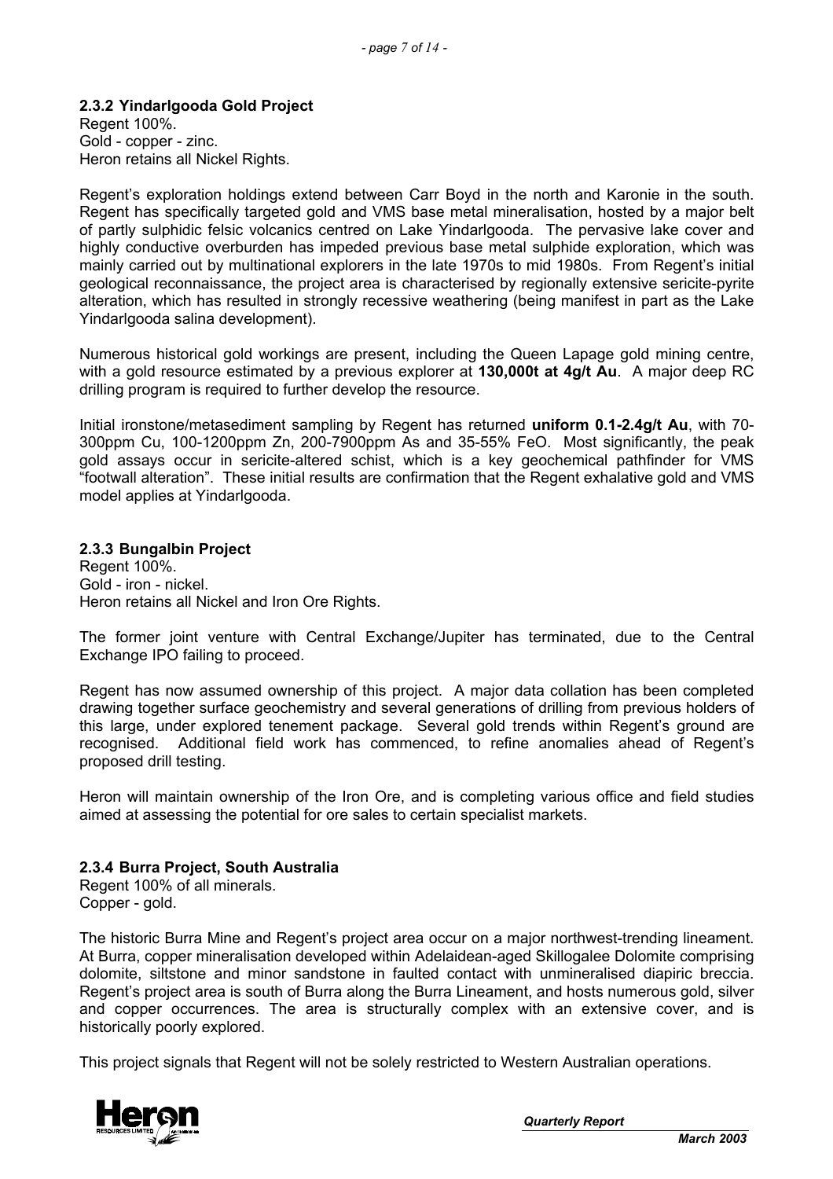### 2.3.2 Yindarlgooda Gold Project

Regent 100%.
Gold - copper - zinc.
Heron retains all Nickel Rights.

Regent's exploration holdings extend between Carr Boyd in the north and Karonie in the south. Regent has specifically targeted gold and VMS base metal mineralisation, hosted by a major belt of partly sulphidic felsic volcanics centred on Lake Yindarlgooda. The pervasive lake cover and highly conductive overburden has impeded previous base metal sulphide exploration, which was mainly carried out by multinational explorers in the late 1970s to mid 1980s. From Regent's initial geological reconnaissance, the project area is characterised by regionally extensive sericite-pyrite alteration, which has resulted in strongly recessive weathering (being manifest in part as the Lake Yindarlgooda salina development).

Numerous historical gold workings are present, including the Queen Lapage gold mining centre, with a gold resource estimated by a previous explorer at **130,000t at 4g/t Au**. A major deep RC drilling program is required to further develop the resource.

Initial ironstone/metasediment sampling by Regent has returned **uniform 0.1-2.4g/t Au**, with 70-300ppm Cu, 100-1200ppm Zn, 200-7900ppm As and 35-55% FeO. Most significantly, the peak gold assays occur in sericite-altered schist, which is a key geochemical pathfinder for VMS "footwall alteration". These initial results are confirmation that the Regent exhalative gold and VMS model applies at Yindarlgooda.

### 2.3.3 Bungalbin Project

Regent 100%.
Gold - iron - nickel.
Heron retains all Nickel and Iron Ore Rights.

The former joint venture with Central Exchange/Jupiter has terminated, due to the Central Exchange IPO failing to proceed.

Regent has now assumed ownership of this project. A major data collation has been completed drawing together surface geochemistry and several generations of drilling from previous holders of this large, under explored tenement package. Several gold trends within Regent's ground are recognised. Additional field work has commenced, to refine anomalies ahead of Regent's proposed drill testing.

Heron will maintain ownership of the Iron Ore, and is completing various office and field studies aimed at assessing the potential for ore sales to certain specialist markets.

### 2.3.4 Burra Project, South Australia

Regent 100% of all minerals.
Copper - gold.

The historic Burra Mine and Regent's project area occur on a major northwest-trending lineament. At Burra, copper mineralisation developed within Adelaidean-aged Skillogalee Dolomite comprising dolomite, siltstone and minor sandstone in faulted contact with unmineralised diapiric breccia. Regent's project area is south of Burra along the Burra Lineament, and hosts numerous gold, silver and copper occurrences. The area is structurally complex with an extensive cover, and is historically poorly explored.

This project signals that Regent will not be solely restricted to Western Australian operations.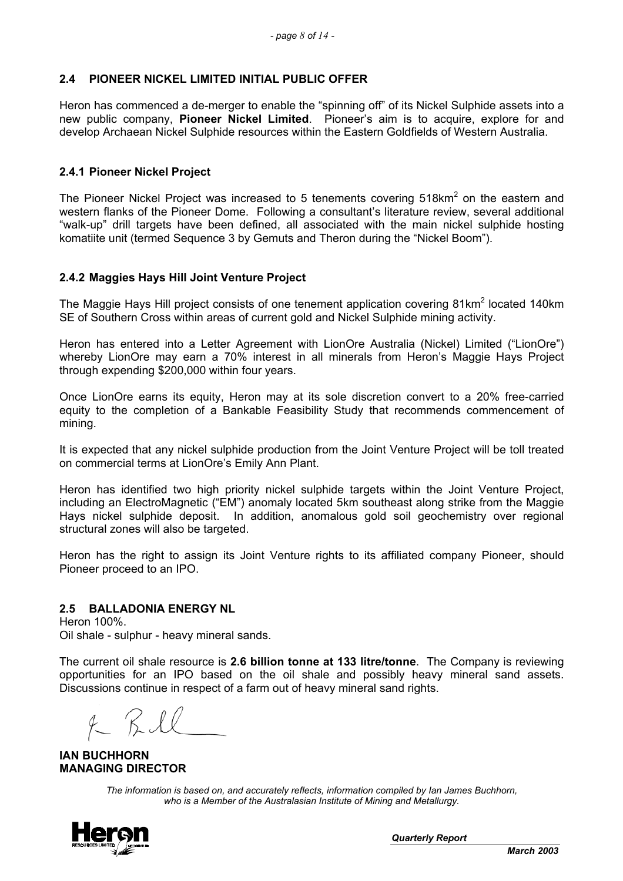## 2.4 PIONEER NICKEL LIMITED INITIAL PUBLIC OFFER

Heron has commenced a de-merger to enable the "spinning off" of its Nickel Sulphide assets into a new public company, **Pioneer Nickel Limited**. Pioneer's aim is to acquire, explore for and develop Archaean Nickel Sulphide resources within the Eastern Goldfields of Western Australia.

### 2.4.1 Pioneer Nickel Project

The Pioneer Nickel Project was increased to 5 tenements covering 518km$^2$ on the eastern and western flanks of the Pioneer Dome. Following a consultant's literature review, several additional "walk-up" drill targets have been defined, all associated with the main nickel sulphide hosting komatiite unit (termed Sequence 3 by Gemuts and Theron during the "Nickel Boom").

### 2.4.2 Maggies Hays Hill Joint Venture Project

The Maggie Hays Hill project consists of one tenement application covering 81km$^2$ located 140km SE of Southern Cross within areas of current gold and Nickel Sulphide mining activity.

Heron has entered into a Letter Agreement with LionOre Australia (Nickel) Limited ("LionOre") whereby LionOre may earn a 70% interest in all minerals from Heron's Maggie Hays Project through expending $200,000 within four years.

Once LionOre earns its equity, Heron may at its sole discretion convert to a 20% free-carried equity to the completion of a Bankable Feasibility Study that recommends commencement of mining.

It is expected that any nickel sulphide production from the Joint Venture Project will be toll treated on commercial terms at LionOre's Emily Ann Plant.

Heron has identified two high priority nickel sulphide targets within the Joint Venture Project, including an ElectroMagnetic ("EM") anomaly located 5km southeast along strike from the Maggie Hays nickel sulphide deposit. In addition, anomalous gold soil geochemistry over regional structural zones will also be targeted.

Heron has the right to assign its Joint Venture rights to its affiliated company Pioneer, should Pioneer proceed to an IPO.

## 2.5 BALLADONIA ENERGY NL

Heron 100%.
Oil shale - sulphur - heavy mineral sands.

The current oil shale resource is **2.6 billion tonne at 133 litre/tonne**. The Company is reviewing opportunities for an IPO based on the oil shale and possibly heavy mineral sand assets. Discussions continue in respect of a farm out of heavy mineral sand rights.

**IAN BUCHHORN**
**MANAGING DIRECTOR**

*The information is based on, and accurately reflects, information compiled by Ian James Buchhorn, who is a Member of the Australasian Institute of Mining and Metallurgy.*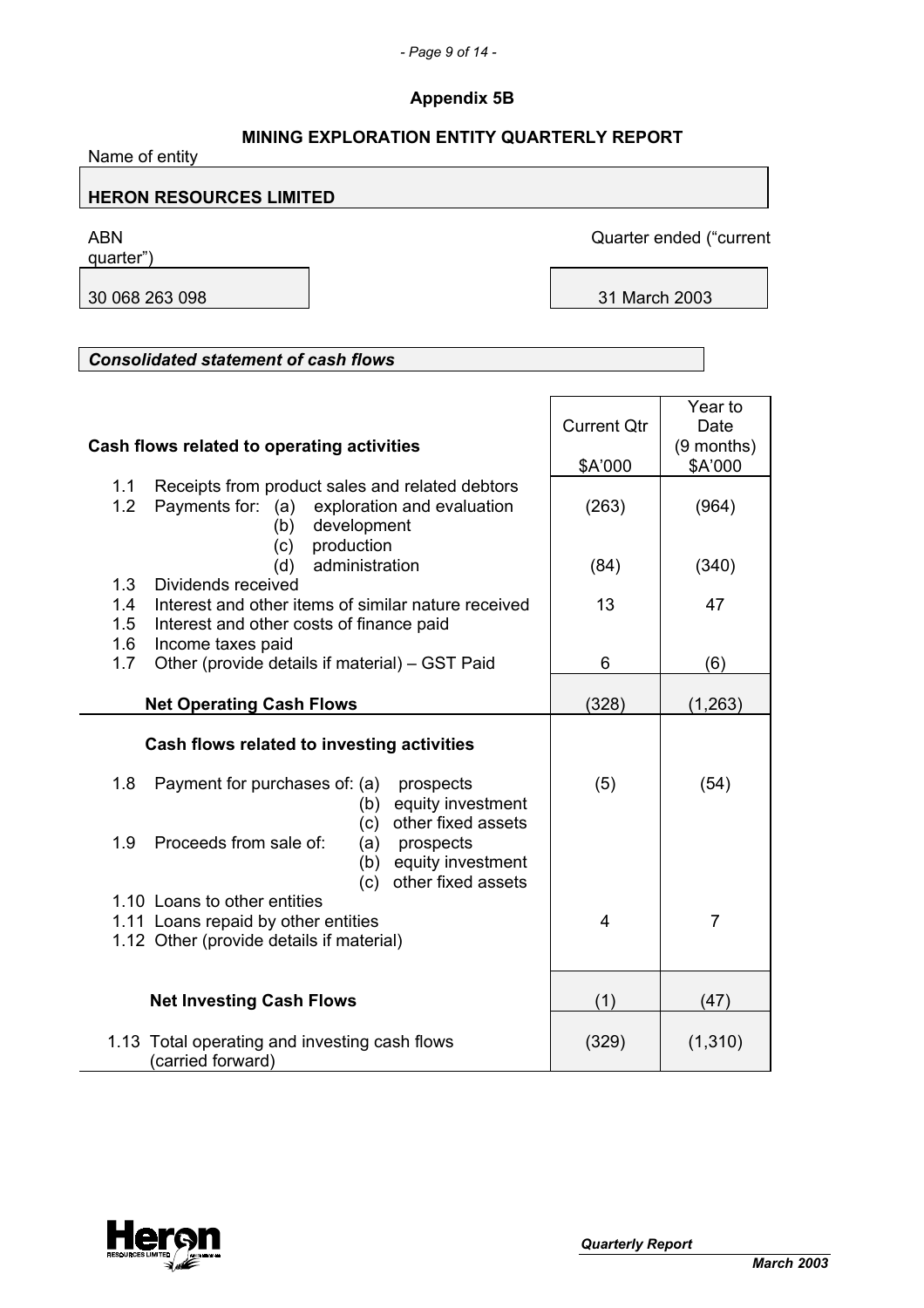**Appendix 5B**

**MINING EXPLORATION ENTITY QUARTERLY REPORT**

Name of entity

| **HERON RESOURCES LIMITED** |
|---|

| ABN | Quarter ended ("current quarter") |
|---|---|
| 30 068 263 098 | 31 March 2003 |

***Consolidated statement of cash flows***

| **Cash flows related to operating activities** | Current Qtr $A'000 | Year to Date (9 months) $A'000 |
|---|---|---|
| 1.1 Receipts from product sales and related debtors | | |
| 1.2 Payments for: (a) exploration and evaluation | (263) | (964) |
| (b) development | | |
| (c) production | | |
| (d) administration | (84) | (340) |
| 1.3 Dividends received | | |
| 1.4 Interest and other items of similar nature received | 13 | 47 |
| 1.5 Interest and other costs of finance paid | | |
| 1.6 Income taxes paid | | |
| 1.7 Other (provide details if material) – GST Paid | 6 | (6) |
| **Net Operating Cash Flows** | (328) | (1,263) |
| **Cash flows related to investing activities** | | |
| 1.8 Payment for purchases of: (a) prospects | (5) | (54) |
| (b) equity investment | | |
| (c) other fixed assets | | |
| 1.9 Proceeds from sale of: (a) prospects | | |
| (b) equity investment | | |
| (c) other fixed assets | | |
| 1.10 Loans to other entities | | |
| 1.11 Loans repaid by other entities | 4 | 7 |
| 1.12 Other (provide details if material) | | |
| **Net Investing Cash Flows** | (1) | (47) |
| 1.13 Total operating and investing cash flows (carried forward) | (329) | (1,310) |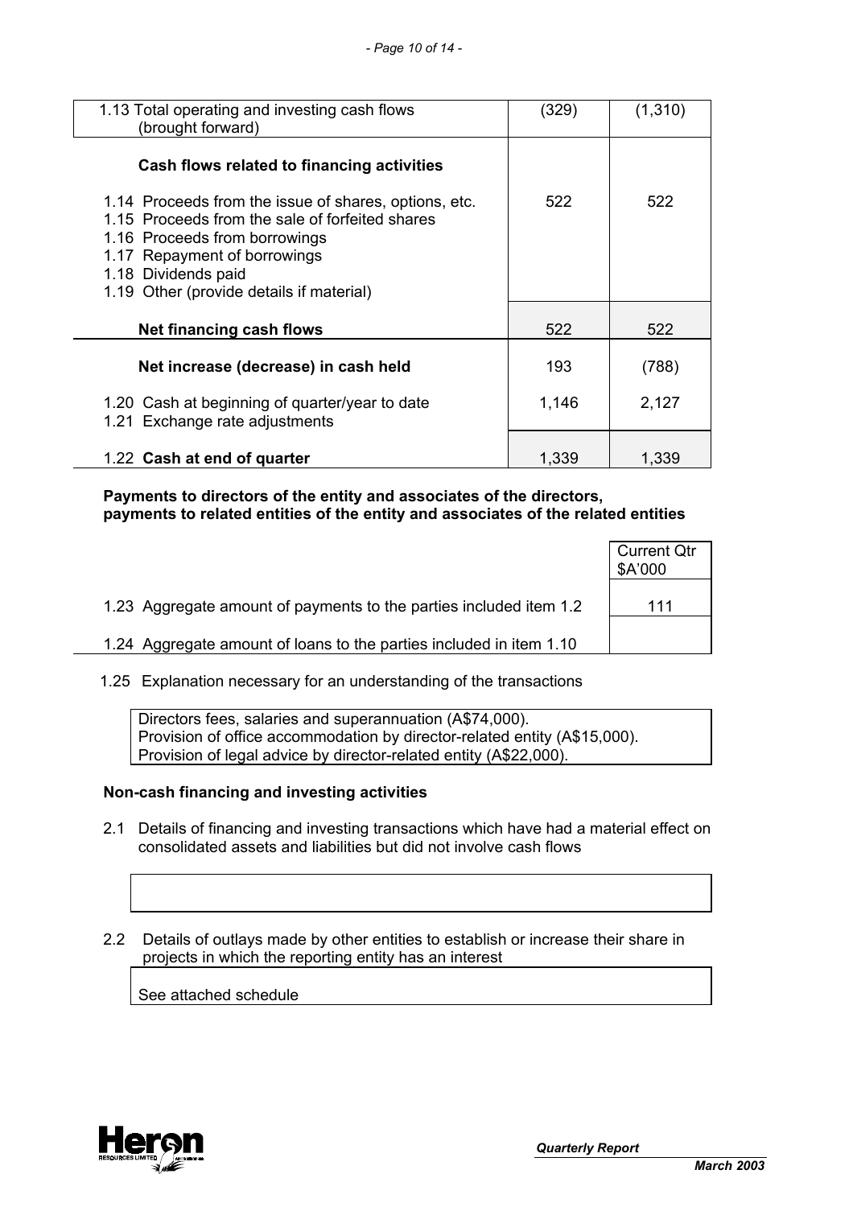| | | |
|---|---|---|
| 1.13 Total operating and investing cash flows (brought forward) | (329) | (1,310) |
| **Cash flows related to financing activities** | | |
| 1.14 Proceeds from the issue of shares, options, etc. | 522 | 522 |
| 1.15 Proceeds from the sale of forfeited shares | | |
| 1.16 Proceeds from borrowings | | |
| 1.17 Repayment of borrowings | | |
| 1.18 Dividends paid | | |
| 1.19 Other (provide details if material) | | |
| **Net financing cash flows** | 522 | 522 |
| **Net increase (decrease) in cash held** | 193 | (788) |
| 1.20 Cash at beginning of quarter/year to date | 1,146 | 2,127 |
| 1.21 Exchange rate adjustments | | |
| 1.22 **Cash at end of quarter** | 1,339 | 1,339 |

**Payments to directors of the entity and associates of the directors, payments to related entities of the entity and associates of the related entities**

| | Current Qtr $A'000 |
|---|---|
| 1.23 Aggregate amount of payments to the parties included item 1.2 | 111 |
| 1.24 Aggregate amount of loans to the parties included in item 1.10 | |

1.25 Explanation necessary for an understanding of the transactions

Directors fees, salaries and superannuation (A$74,000).
Provision of office accommodation by director-related entity (A$15,000).
Provision of legal advice by director-related entity (A$22,000).

**Non-cash financing and investing activities**

2.1 Details of financing and investing transactions which have had a material effect on consolidated assets and liabilities but did not involve cash flows

2.2 Details of outlays made by other entities to establish or increase their share in projects in which the reporting entity has an interest

See attached schedule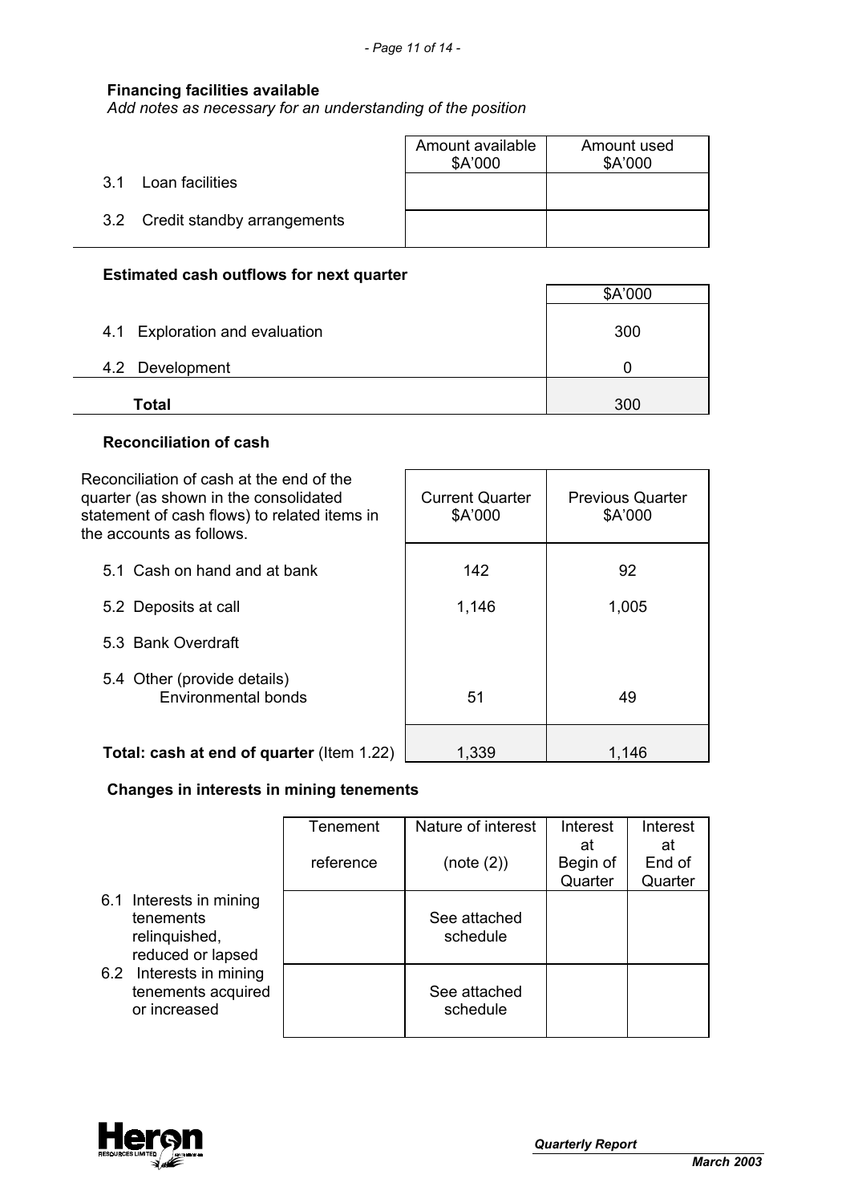### Financing facilities available

*Add notes as necessary for an understanding of the position*

| | Amount available $A'000 | Amount used $A'000 |
|---|---|---|
| 3.1 Loan facilities | | |
| 3.2 Credit standby arrangements | | |

### Estimated cash outflows for next quarter

| | $A'000 |
|---|---|
| 4.1 Exploration and evaluation | 300 |
| 4.2 Development | 0 |
| **Total** | 300 |

### Reconciliation of cash

| Reconciliation of cash at the end of the quarter (as shown in the consolidated statement of cash flows) to related items in the accounts as follows. | Current Quarter $A'000 | Previous Quarter $A'000 |
|---|---|---|
| 5.1 Cash on hand and at bank | 142 | 92 |
| 5.2 Deposits at call | 1,146 | 1,005 |
| 5.3 Bank Overdraft | | |
| 5.4 Other (provide details) Environmental bonds | 51 | 49 |
| **Total: cash at end of quarter** (Item 1.22) | 1,339 | 1,146 |

### Changes in interests in mining tenements

| | Tenement reference | Nature of interest (note (2)) | Interest at Begin of Quarter | Interest at End of Quarter |
|---|---|---|---|---|
| 6.1 Interests in mining tenements relinquished, reduced or lapsed | | See attached schedule | | |
| 6.2 Interests in mining tenements acquired or increased | | See attached schedule | | |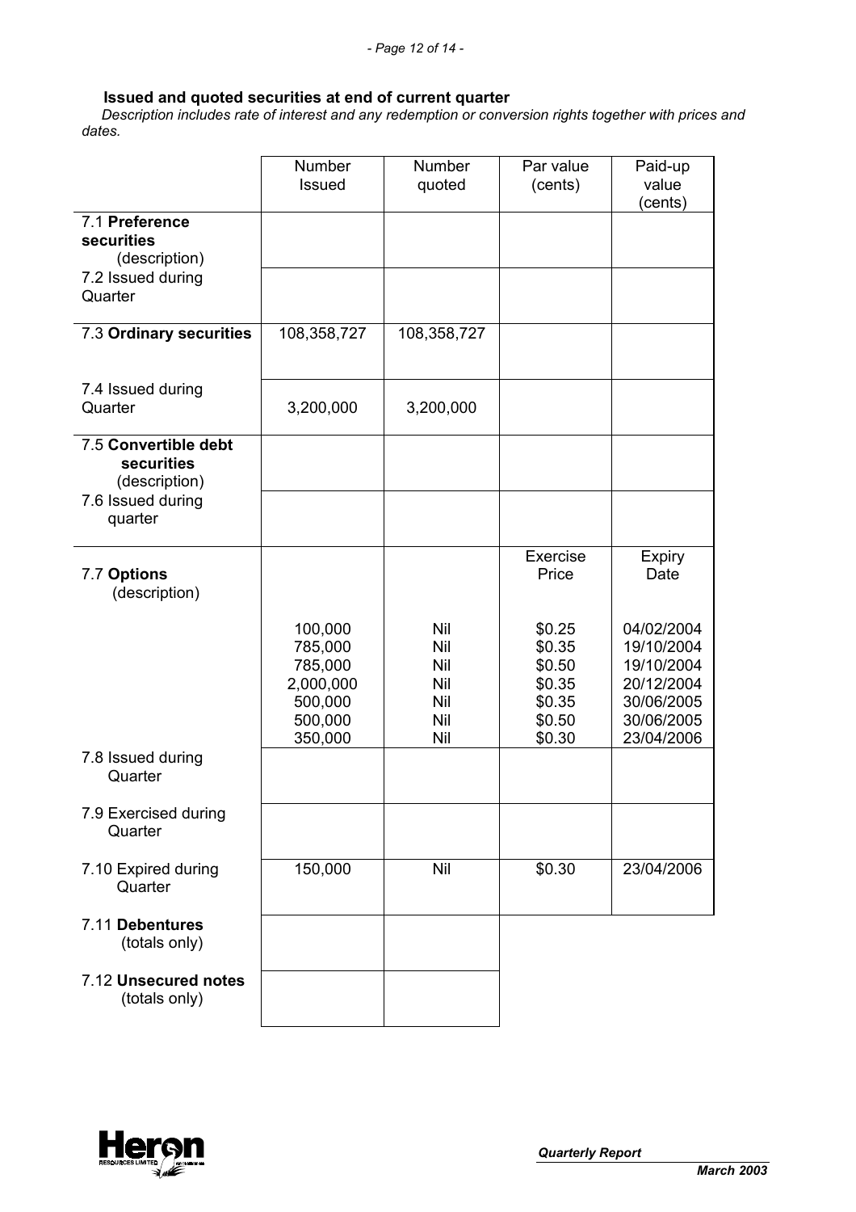### Issued and quoted securities at end of current quarter

*Description includes rate of interest and any redemption or conversion rights together with prices and dates.*

| | Number Issued | Number quoted | Par value (cents) | Paid-up value (cents) |
|---|---|---|---|---|
| 7.1 **Preference securities** (description) | | | | |
| 7.2 Issued during Quarter | | | | |
| 7.3 **Ordinary securities** | 108,358,727 | 108,358,727 | | |
| 7.4 Issued during Quarter | 3,200,000 | 3,200,000 | | |
| 7.5 **Convertible debt securities** (description) | | | | |
| 7.6 Issued during quarter | | | | |
| 7.7 **Options** (description) | | | Exercise Price | Expiry Date |
| | 100,000 | Nil | $0.25 | 04/02/2004 |
| | 785,000 | Nil | $0.35 | 19/10/2004 |
| | 785,000 | Nil | $0.50 | 19/10/2004 |
| | 2,000,000 | Nil | $0.35 | 20/12/2004 |
| | 500,000 | Nil | $0.35 | 30/06/2005 |
| | 500,000 | Nil | $0.50 | 30/06/2005 |
| | 350,000 | Nil | $0.30 | 23/04/2006 |
| 7.8 Issued during Quarter | | | | |
| 7.9 Exercised during Quarter | | | | |
| 7.10 Expired during Quarter | 150,000 | Nil | $0.30 | 23/04/2006 |
| 7.11 **Debentures** (totals only) | | | | |
| 7.12 **Unsecured notes** (totals only) | | | | |

*Quarterly Report*

***March 2003***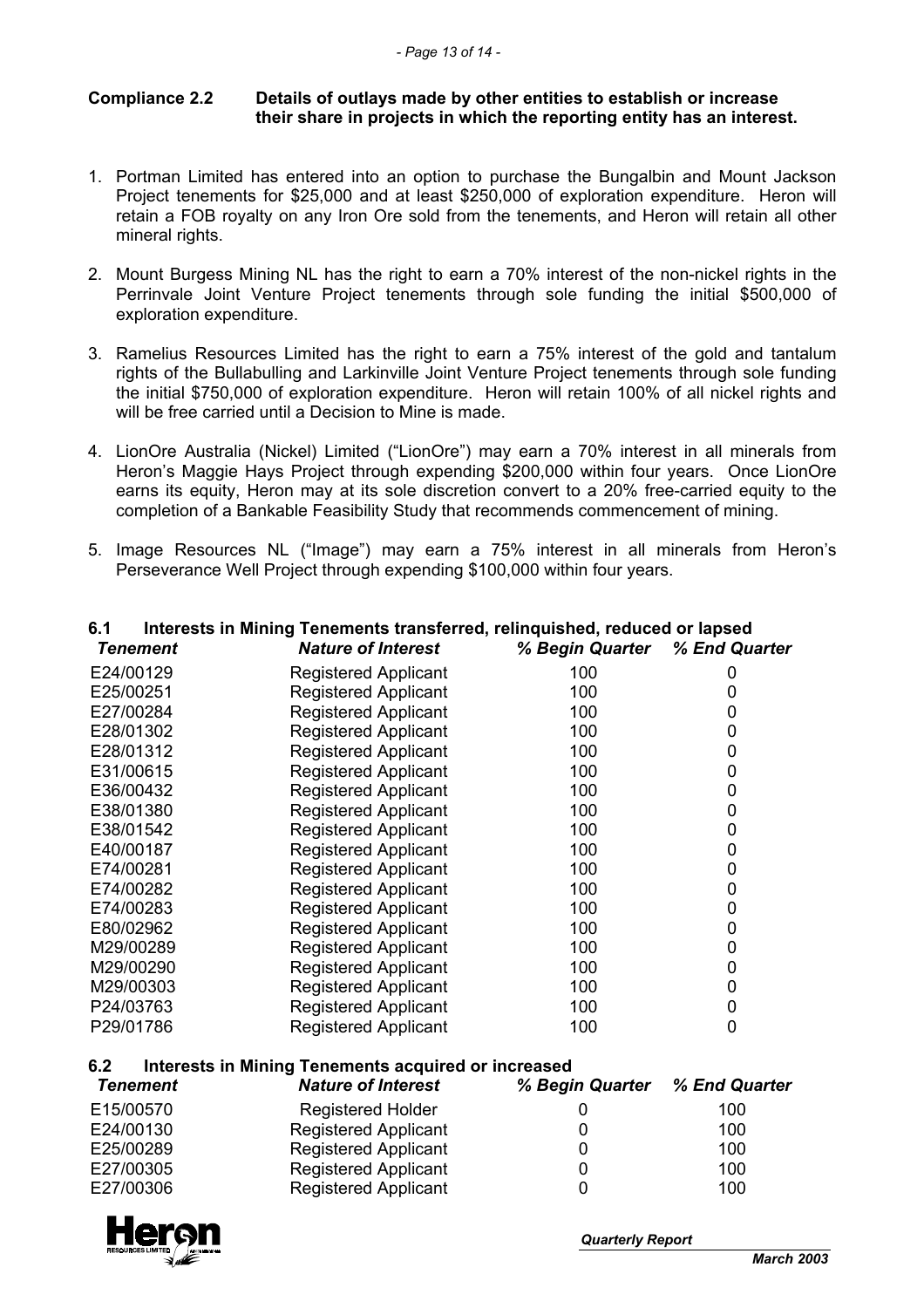## Compliance 2.2 Details of outlays made by other entities to establish or increase their share in projects in which the reporting entity has an interest.

1. Portman Limited has entered into an option to purchase the Bungalbin and Mount Jackson Project tenements for $25,000 and at least $250,000 of exploration expenditure. Heron will retain a FOB royalty on any Iron Ore sold from the tenements, and Heron will retain all other mineral rights.

2. Mount Burgess Mining NL has the right to earn a 70% interest of the non-nickel rights in the Perrinvale Joint Venture Project tenements through sole funding the initial $500,000 of exploration expenditure.

3. Ramelius Resources Limited has the right to earn a 75% interest of the gold and tantalum rights of the Bullabulling and Larkinville Joint Venture Project tenements through sole funding the initial $750,000 of exploration expenditure. Heron will retain 100% of all nickel rights and will be free carried until a Decision to Mine is made.

4. LionOre Australia (Nickel) Limited ("LionOre") may earn a 70% interest in all minerals from Heron's Maggie Hays Project through expending $200,000 within four years. Once LionOre earns its equity, Heron may at its sole discretion convert to a 20% free-carried equity to the completion of a Bankable Feasibility Study that recommends commencement of mining.

5. Image Resources NL ("Image") may earn a 75% interest in all minerals from Heron's Perseverance Well Project through expending $100,000 within four years.

## 6.1 Interests in Mining Tenements transferred, relinquished, reduced or lapsed

| *Tenement* | *Nature of Interest* | *% Begin Quarter* | *% End Quarter* |
|---|---|---|---|
| E24/00129 | Registered Applicant | 100 | 0 |
| E25/00251 | Registered Applicant | 100 | 0 |
| E27/00284 | Registered Applicant | 100 | 0 |
| E28/01302 | Registered Applicant | 100 | 0 |
| E28/01312 | Registered Applicant | 100 | 0 |
| E31/00615 | Registered Applicant | 100 | 0 |
| E36/00432 | Registered Applicant | 100 | 0 |
| E38/01380 | Registered Applicant | 100 | 0 |
| E38/01542 | Registered Applicant | 100 | 0 |
| E40/00187 | Registered Applicant | 100 | 0 |
| E74/00281 | Registered Applicant | 100 | 0 |
| E74/00282 | Registered Applicant | 100 | 0 |
| E74/00283 | Registered Applicant | 100 | 0 |
| E80/02962 | Registered Applicant | 100 | 0 |
| M29/00289 | Registered Applicant | 100 | 0 |
| M29/00290 | Registered Applicant | 100 | 0 |
| M29/00303 | Registered Applicant | 100 | 0 |
| P24/03763 | Registered Applicant | 100 | 0 |
| P29/01786 | Registered Applicant | 100 | 0 |

## 6.2 Interests in Mining Tenements acquired or increased

| *Tenement* | *Nature of Interest* | *% Begin Quarter* | *% End Quarter* |
|---|---|---|---|
| E15/00570 | Registered Holder | 0 | 100 |
| E24/00130 | Registered Applicant | 0 | 100 |
| E25/00289 | Registered Applicant | 0 | 100 |
| E27/00305 | Registered Applicant | 0 | 100 |
| E27/00306 | Registered Applicant | 0 | 100 |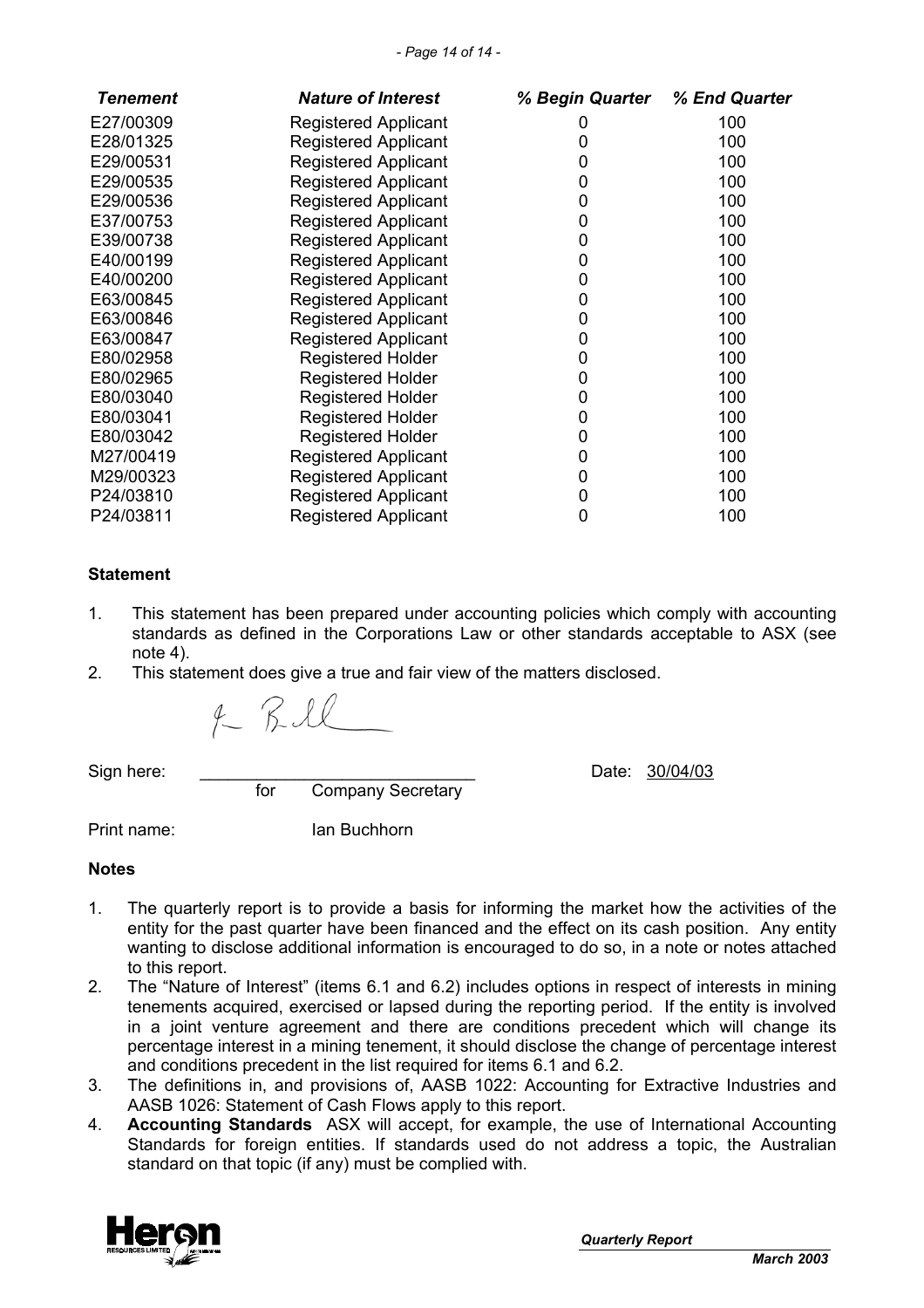| *Tenement* | *Nature of Interest* | *% Begin Quarter* | *% End Quarter* |
|---|---|---|---|
| E27/00309 | Registered Applicant | 0 | 100 |
| E28/01325 | Registered Applicant | 0 | 100 |
| E29/00531 | Registered Applicant | 0 | 100 |
| E29/00535 | Registered Applicant | 0 | 100 |
| E29/00536 | Registered Applicant | 0 | 100 |
| E37/00753 | Registered Applicant | 0 | 100 |
| E39/00738 | Registered Applicant | 0 | 100 |
| E40/00199 | Registered Applicant | 0 | 100 |
| E40/00200 | Registered Applicant | 0 | 100 |
| E63/00845 | Registered Applicant | 0 | 100 |
| E63/00846 | Registered Applicant | 0 | 100 |
| E63/00847 | Registered Applicant | 0 | 100 |
| E80/02958 | Registered Holder | 0 | 100 |
| E80/02965 | Registered Holder | 0 | 100 |
| E80/03040 | Registered Holder | 0 | 100 |
| E80/03041 | Registered Holder | 0 | 100 |
| E80/03042 | Registered Holder | 0 | 100 |
| M27/00419 | Registered Applicant | 0 | 100 |
| M29/00323 | Registered Applicant | 0 | 100 |
| P24/03810 | Registered Applicant | 0 | 100 |
| P24/03811 | Registered Applicant | 0 | 100 |

**Statement**

1. This statement has been prepared under accounting policies which comply with accounting standards as defined in the Corporations Law or other standards acceptable to ASX (see note 4).
2. This statement does give a true and fair view of the matters disclosed.

Sign here: ______________________________ Date: 30/04/03
for Company Secretary

Print name: Ian Buchhorn

**Notes**

1. The quarterly report is to provide a basis for informing the market how the activities of the entity for the past quarter have been financed and the effect on its cash position. Any entity wanting to disclose additional information is encouraged to do so, in a note or notes attached to this report.
2. The "Nature of Interest" (items 6.1 and 6.2) includes options in respect of interests in mining tenements acquired, exercised or lapsed during the reporting period. If the entity is involved in a joint venture agreement and there are conditions precedent which will change its percentage interest in a mining tenement, it should disclose the change of percentage interest and conditions precedent in the list required for items 6.1 and 6.2.
3. The definitions in, and provisions of, AASB 1022: Accounting for Extractive Industries and AASB 1026: Statement of Cash Flows apply to this report.
4. **Accounting Standards** ASX will accept, for example, the use of International Accounting Standards for foreign entities. If standards used do not address a topic, the Australian standard on that topic (if any) must be complied with.